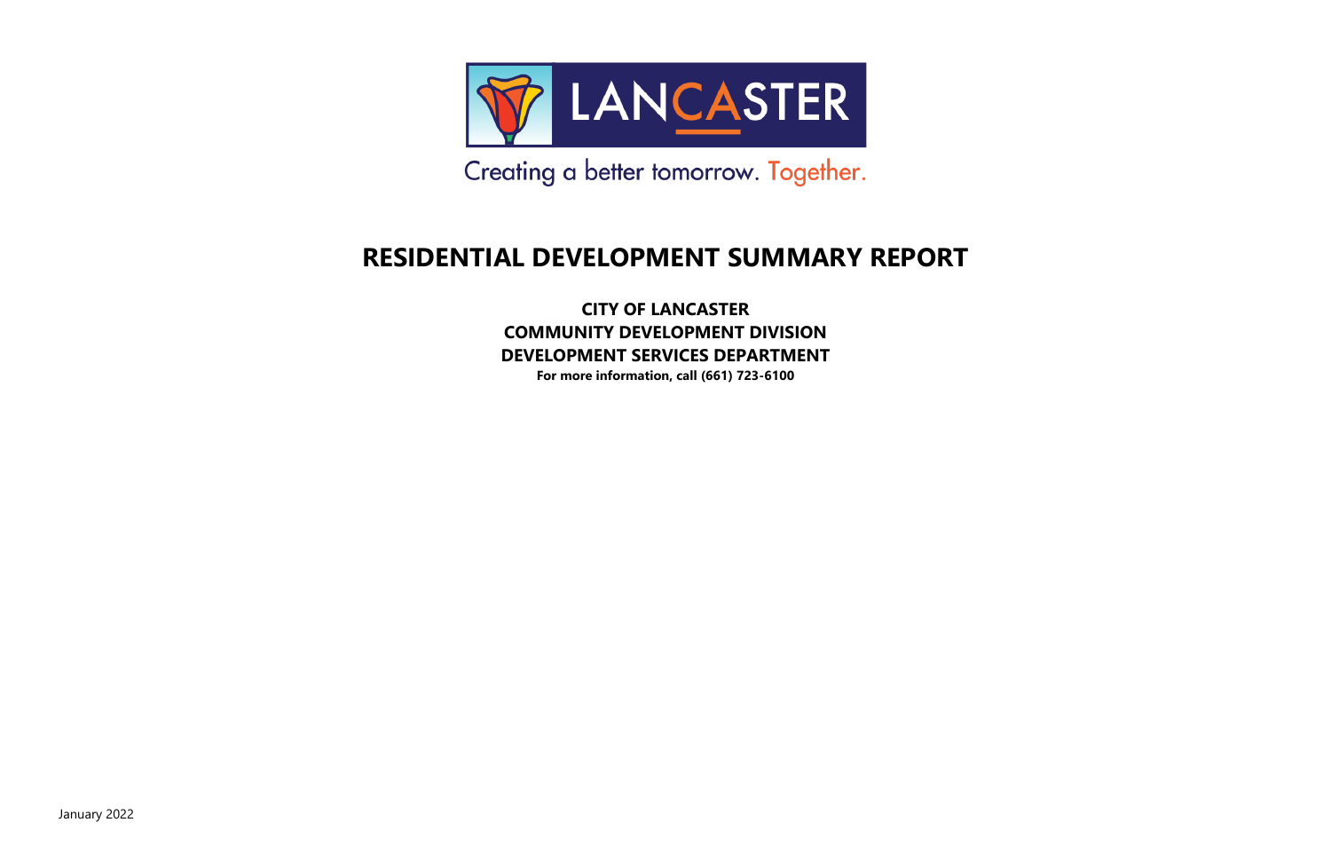LANCASTER

Creating a better tomorrow. Together.

# RESIDENTIAL DEVELOPMENT SUMMARY REPORT

**CITY OF LANCASTER**
**COMMUNITY DEVELOPMENT DIVISION**
**DEVELOPMENT SERVICES DEPARTMENT**
**For more information, call (661) 723-6100**

January 2022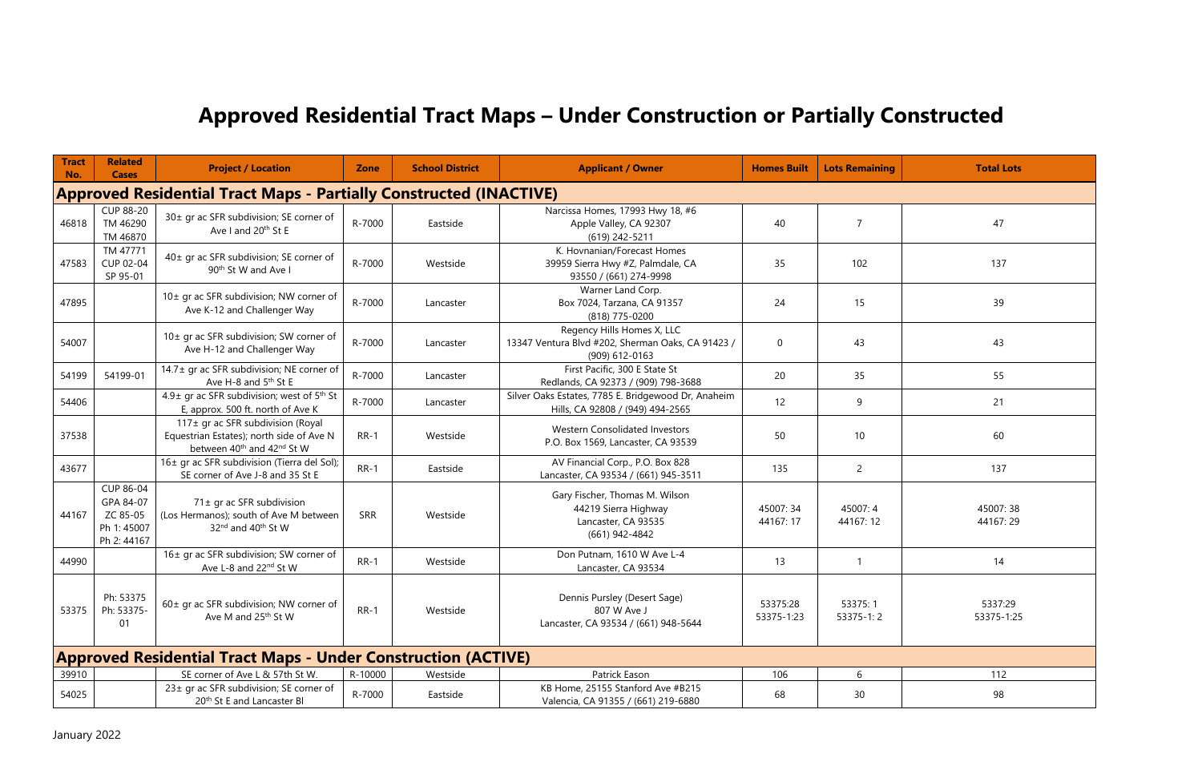# Approved Residential Tract Maps – Under Construction or Partially Constructed

| Tract No. | Related Cases | Project / Location | Zone | School District | Applicant / Owner | Homes Built | Lots Remaining | Total Lots |
|---|---|---|---|---|---|---|---|---|
| **Approved Residential Tract Maps - Partially Constructed (INACTIVE)** | | | | | | | | |
| 46818 | CUP 88-20 TM 46290 TM 46870 | 30± gr ac SFR subdivision; SE corner of Ave I and 20th St E | R-7000 | Eastside | Narcissa Homes, 17993 Hwy 18, #6 Apple Valley, CA 92307 (619) 242-5211 | 40 | 7 | 47 |
| 47583 | TM 47771 CUP 02-04 SP 95-01 | 40± gr ac SFR subdivision; SE corner of 90th St W and Ave I | R-7000 | Westside | K. Hovnanian/Forecast Homes 39959 Sierra Hwy #Z, Palmdale, CA 93550 / (661) 274-9998 | 35 | 102 | 137 |
| 47895 | | 10± gr ac SFR subdivision; NW corner of Ave K-12 and Challenger Way | R-7000 | Lancaster | Warner Land Corp. Box 7024, Tarzana, CA 91357 (818) 775-0200 | 24 | 15 | 39 |
| 54007 | | 10± gr ac SFR subdivision; SW corner of Ave H-12 and Challenger Way | R-7000 | Lancaster | Regency Hills Homes X, LLC 13347 Ventura Blvd #202, Sherman Oaks, CA 91423 / (909) 612-0163 | 0 | 43 | 43 |
| 54199 | 54199-01 | 14.7± gr ac SFR subdivision; NE corner of Ave H-8 and 5th St E | R-7000 | Lancaster | First Pacific, 300 E State St Redlands, CA 92373 / (909) 798-3688 | 20 | 35 | 55 |
| 54406 | | 4.9± gr ac SFR subdivision; west of 5th St E, approx. 500 ft. north of Ave K | R-7000 | Lancaster | Silver Oaks Estates, 7785 E. Bridgewood Dr, Anaheim Hills, CA 92808 / (949) 494-2565 | 12 | 9 | 21 |
| 37538 | | 117± gr ac SFR subdivision (Royal Equestrian Estates); north side of Ave N between 40th and 42nd St W | RR-1 | Westside | Western Consolidated Investors P.O. Box 1569, Lancaster, CA 93539 | 50 | 10 | 60 |
| 43677 | | 16± gr ac SFR subdivision (Tierra del Sol); SE corner of Ave J-8 and 35 St E | RR-1 | Eastside | AV Financial Corp., P.O. Box 828 Lancaster, CA 93534 / (661) 945-3511 | 135 | 2 | 137 |
| 44167 | CUP 86-04 GPA 84-07 ZC 85-05 Ph 1: 45007 Ph 2: 44167 | 71± gr ac SFR subdivision (Los Hermanos); south of Ave M between 32nd and 40th St W | SRR | Westside | Gary Fischer, Thomas M. Wilson 44219 Sierra Highway Lancaster, CA 93535 (661) 942-4842 | 45007: 34 44167: 17 | 45007: 4 44167: 12 | 45007: 38 44167: 29 |
| 44990 | | 16± gr ac SFR subdivision; SW corner of Ave L-8 and 22nd St W | RR-1 | Westside | Don Putnam, 1610 W Ave L-4 Lancaster, CA 93534 | 13 | 1 | 14 |
| 53375 | Ph: 53375 Ph: 53375-01 | 60± gr ac SFR subdivision; NW corner of Ave M and 25th St W | RR-1 | Westside | Dennis Pursley (Desert Sage) 807 W Ave J Lancaster, CA 93534 / (661) 948-5644 | 53375:28 53375-1:23 | 53375: 1 53375-1: 2 | 5337:29 53375-1:25 |
| **Approved Residential Tract Maps - Under Construction (ACTIVE)** | | | | | | | | |
| 39910 | | SE corner of Ave L & 57th St W. | R-10000 | Westside | Patrick Eason | 106 | 6 | 112 |
| 54025 | | 23± gr ac SFR subdivision; SE corner of 20th St E and Lancaster Bl | R-7000 | Eastside | KB Home, 25155 Stanford Ave #B215 Valencia, CA 91355 / (661) 219-6880 | 68 | 30 | 98 |

January 2022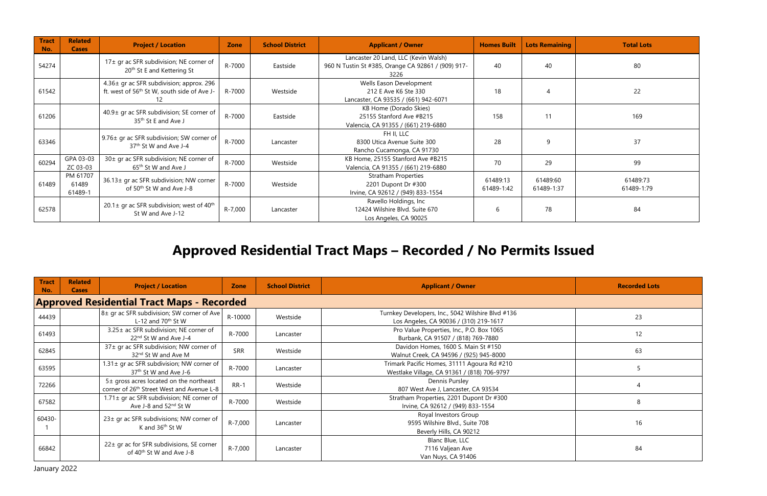| Tract No. | Related Cases | Project / Location | Zone | School District | Applicant / Owner | Homes Built | Lots Remaining | Total Lots |
|---|---|---|---|---|---|---|---|---|
| 54274 | | 17± gr ac SFR subdivision; NE corner of 20th St E and Kettering St | R-7000 | Eastside | Lancaster 20 Land, LLC (Kevin Walsh) 960 N Tustin St #385, Orange CA 92861 / (909) 917-3226 | 40 | 40 | 80 |
| 61542 | | 4.36± gr ac SFR subdivision; approx. 296 ft. west of 56th St W, south side of Ave J-12 | R-7000 | Westside | Wells Eason Development 212 E Ave K6 Ste 330 Lancaster, CA 93535 / (661) 942-6071 | 18 | 4 | 22 |
| 61206 | | 40.9± gr ac SFR subdivision; SE corner of 35th St E and Ave J | R-7000 | Eastside | KB Home (Dorado Skies) 25155 Stanford Ave #B215 Valencia, CA 91355 / (661) 219-6880 | 158 | 11 | 169 |
| 63346 | | 9.76± gr ac SFR subdivision; SW corner of 37th St W and Ave J-4 | R-7000 | Lancaster | FH II, LLC 8300 Utica Avenue Suite 300 Rancho Cucamonga, CA 91730 | 28 | 9 | 37 |
| 60294 | GPA 03-03 ZC 03-03 | 30± gr ac SFR subdivision; NE corner of 65th St W and Ave J | R-7000 | Westside | KB Home, 25155 Stanford Ave #B215 Valencia, CA 91355 / (661) 219-6880 | 70 | 29 | 99 |
| 61489 | PM 61707 61489 61489-1 | 36.13± gr ac SFR subdivision; NW corner of 50th St W and Ave J-8 | R-7000 | Westside | Stratham Properties 2201 Dupont Dr #300 Irvine, CA 92612 / (949) 833-1554 | 61489:13 61489-1:42 | 61489:60 61489-1:37 | 61489:73 61489-1:79 |
| 62578 | | 20.1± gr ac SFR subdivision; west of 40th St W and Ave J-12 | R-7,000 | Lancaster | Ravello Holdings, Inc 12424 Wilshire Blvd. Suite 670 Los Angeles, CA 90025 | 6 | 78 | 84 |

# Approved Residential Tract Maps – Recorded / No Permits Issued

| Tract No. | Related Cases | Project / Location | Zone | School District | Applicant / Owner | Recorded Lots |
|---|---|---|---|---|---|---|
| **Approved Residential Tract Maps - Recorded** | | | | | | |
| 44439 | | 8± gr ac SFR subdivision; SW corner of Ave L-12 and 70th St W | R-10000 | Westside | Turnkey Developers, Inc., 5042 Wilshire Blvd #136 Los Angeles, CA 90036 / (310) 219-1617 | 23 |
| 61493 | | 3.25± ac SFR subdivision; NE corner of 22nd St W and Ave J-4 | R-7000 | Lancaster | Pro Value Properties, Inc., P.O. Box 1065 Burbank, CA 91507 / (818) 769-7880 | 12 |
| 62845 | | 37± gr ac SFR subdivision; NW corner of 32nd St W and Ave M | SRR | Westside | Davidon Homes, 1600 S. Main St #150 Walnut Creek, CA 94596 / (925) 945-8000 | 63 |
| 63595 | | 1.31± gr ac SFR subdivision; NW corner of 37th St W and Ave J-6 | R-7000 | Lancaster | Trimark Pacific Homes, 31111 Agoura Rd #210 Westlake Village, CA 91361 / (818) 706-9797 | 5 |
| 72266 | | 5± gross acres located on the northeast corner of 26th Street West and Avenue L-8 | RR-1 | Westside | Dennis Pursley 807 West Ave J, Lancaster, CA 93534 | 4 |
| 67582 | | 1.71± gr ac SFR subdivision; NE corner of Ave J-8 and 52nd St W | R-7000 | Westside | Stratham Properties, 2201 Dupont Dr #300 Irvine, CA 92612 / (949) 833-1554 | 8 |
| 60430-1 | | 23± gr ac SFR subdivisions; NW corner of K and 36th St W | R-7,000 | Lancaster | Royal Investors Group 9595 Wilshire Blvd., Suite 708 Beverly Hills, CA 90212 | 16 |
| 66842 | | 22± gr ac for SFR subdivisions, SE corner of 40th St W and Ave J-8 | R-7,000 | Lancaster | Blanc Blue, LLC 7116 Valjean Ave Van Nuys, CA 91406 | 84 |

January 2022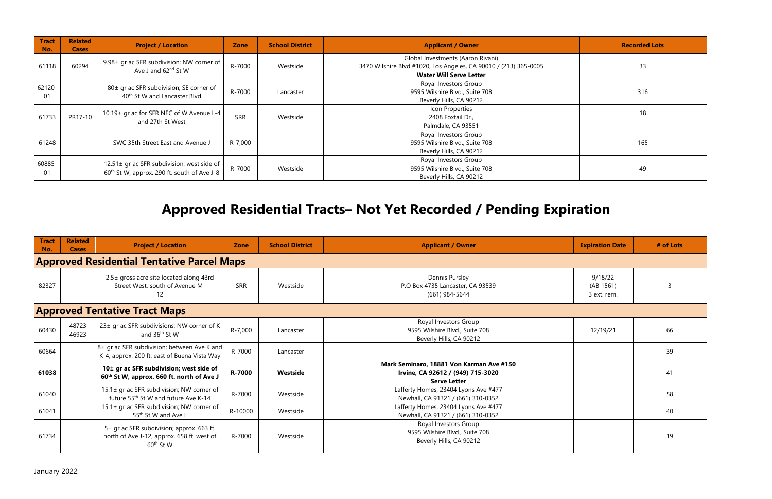| Tract No. | Related Cases | Project / Location | Zone | School District | Applicant / Owner | Recorded Lots |
|---|---|---|---|---|---|---|
| 61118 | 60294 | 9.98± gr ac SFR subdivision; NW corner of Ave J and 62nd St W | R-7000 | Westside | Global Investments (Aaron Rivani)<br>3470 Wilshire Blvd #1020, Los Angeles, CA 90010 / (213) 365-0005<br>**Water Will Serve Letter** | 33 |
| 62120-01 | | 80± gr ac SFR subdivision; SE corner of 40th St W and Lancaster Blvd | R-7000 | Lancaster | Royal Investors Group<br>9595 Wilshire Blvd., Suite 708<br>Beverly Hills, CA 90212 | 316 |
| 61733 | PR17-10 | 10.19± gr ac for SFR NEC of W Avenue L-4 and 27th St West | SRR | Westside | Icon Properties<br>2408 Foxtail Dr.,<br>Palmdale, CA 93551 | 18 |
| 61248 | | SWC 35th Street East and Avenue J | R-7,000 | | Royal Investors Group<br>9595 Wilshire Blvd., Suite 708<br>Beverly Hills, CA 90212 | 165 |
| 60885-01 | | 12.51± gr ac SFR subdivision; west side of 60th St W, approx. 290 ft. south of Ave J-8 | R-7000 | Westside | Royal Investors Group<br>9595 Wilshire Blvd., Suite 708<br>Beverly Hills, CA 90212 | 49 |

# Approved Residential Tracts– Not Yet Recorded / Pending Expiration

| Tract No. | Related Cases | Project / Location | Zone | School District | Applicant / Owner | Expiration Date | # of Lots |
|---|---|---|---|---|---|---|---|
| **Approved Residential Tentative Parcel Maps** | | | | | | | |
| 82327 | | 2.5± gross acre site located along 43rd Street West, south of Avenue M-12 | SRR | Westside | Dennis Pursley<br>P.O Box 4735 Lancaster, CA 93539<br>(661) 984-5644 | 9/18/22<br>(AB 1561)<br>3 ext. rem. | 3 |
| **Approved Tentative Tract Maps** | | | | | | | |
| 60430 | 48723<br>46923 | 23± gr ac SFR subdivisions; NW corner of K and 36th St W | R-7,000 | Lancaster | Royal Investors Group<br>9595 Wilshire Blvd., Suite 708<br>Beverly Hills, CA 90212 | 12/19/21 | 66 |
| 60664 | | 8± gr ac SFR subdivision; between Ave K and K-4, approx. 200 ft. east of Buena Vista Way | R-7000 | Lancaster | | | 39 |
| **61038** | | **10± gr ac SFR subdivision; west side of 60th St W, approx. 660 ft. north of Ave J** | **R-7000** | **Westside** | **Mark Seminaro, 18881 Von Karman Ave #150<br>Irvine, CA 92612 / (949) 715-3020<br>Serve Letter** | | 41 |
| 61040 | | 15.1± gr ac SFR subdivision; NW corner of future 55th St W and future Ave K-14 | R-7000 | Westside | Lafferty Homes, 23404 Lyons Ave #477<br>Newhall, CA 91321 / (661) 310-0352 | | 58 |
| 61041 | | 15.1± gr ac SFR subdivision; NW corner of 55th St W and Ave L | R-10000 | Westside | Lafferty Homes, 23404 Lyons Ave #477<br>Newhall, CA 91321 / (661) 310-0352 | | 40 |
| 61734 | | 5± gr ac SFR subdivision; approx. 663 ft. north of Ave J-12, approx. 658 ft. west of 60th St W | R-7000 | Westside | Royal Investors Group<br>9595 Wilshire Blvd., Suite 708<br>Beverly Hills, CA 90212 | | 19 |

January 2022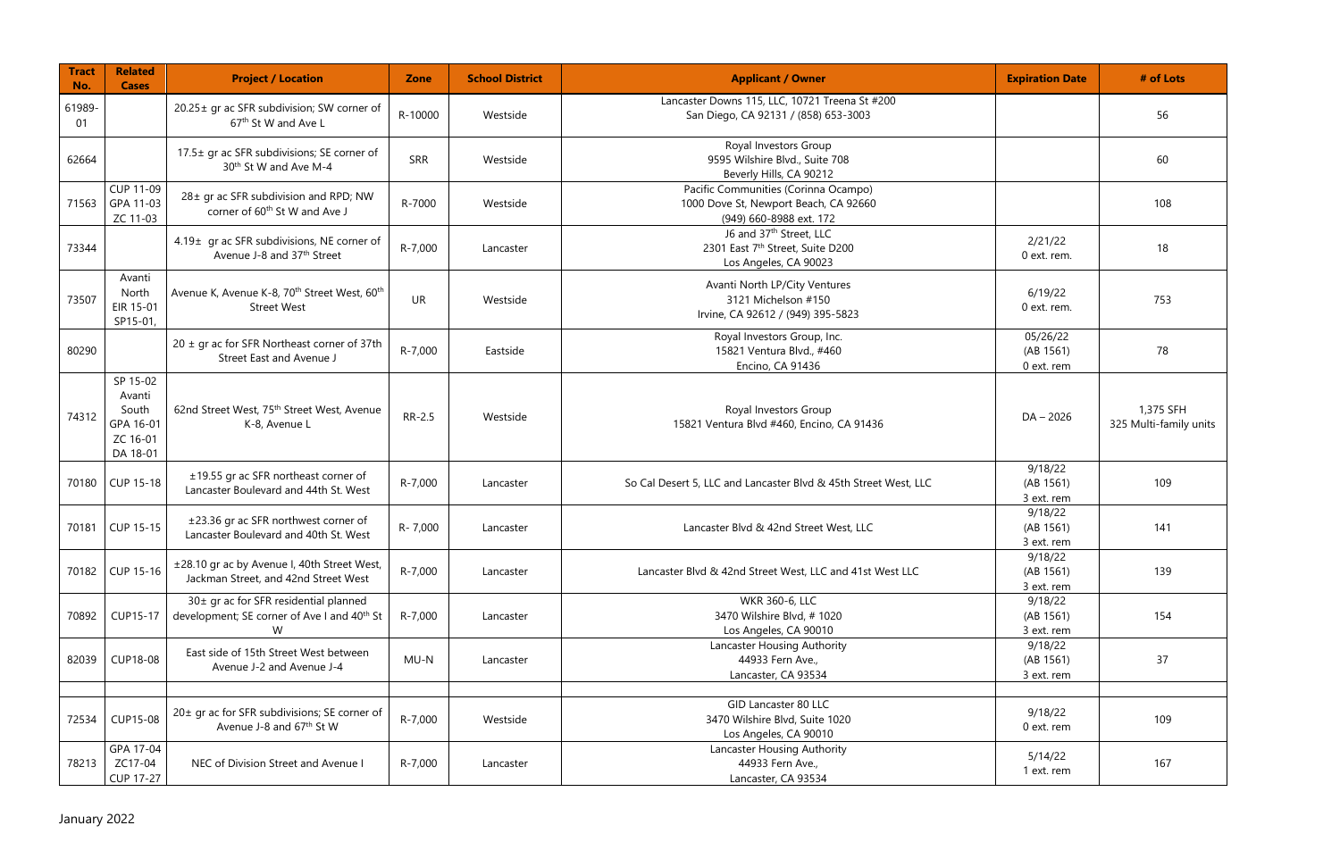| Tract No. | Related Cases | Project / Location | Zone | School District | Applicant / Owner | Expiration Date | # of Lots |
|---|---|---|---|---|---|---|---|
| 61989-01 | | 20.25± gr ac SFR subdivision; SW corner of 67th St W and Ave L | R-10000 | Westside | Lancaster Downs 115, LLC, 10721 Treena St #200 San Diego, CA 92131 / (858) 653-3003 | | 56 |
| 62664 | | 17.5± gr ac SFR subdivisions; SE corner of 30th St W and Ave M-4 | SRR | Westside | Royal Investors Group 9595 Wilshire Blvd., Suite 708 Beverly Hills, CA 90212 | | 60 |
| 71563 | CUP 11-09 GPA 11-03 ZC 11-03 | 28± gr ac SFR subdivision and RPD; NW corner of 60th St W and Ave J | R-7000 | Westside | Pacific Communities (Corinna Ocampo) 1000 Dove St, Newport Beach, CA 92660 (949) 660-8988 ext. 172 | | 108 |
| 73344 | | 4.19± gr ac SFR subdivisions, NE corner of Avenue J-8 and 37th Street | R-7,000 | Lancaster | J6 and 37th Street, LLC 2301 East 7th Street, Suite D200 Los Angeles, CA 90023 | 2/21/22 0 ext. rem. | 18 |
| 73507 | Avanti North EIR 15-01 SP15-01, | Avenue K, Avenue K-8, 70th Street West, 60th Street West | UR | Westside | Avanti North LP/City Ventures 3121 Michelson #150 Irvine, CA 92612 / (949) 395-5823 | 6/19/22 0 ext. rem. | 753 |
| 80290 | | 20 ± gr ac for SFR Northeast corner of 37th Street East and Avenue J | R-7,000 | Eastside | Royal Investors Group, Inc. 15821 Ventura Blvd., #460 Encino, CA 91436 | 05/26/22 (AB 1561) 0 ext. rem | 78 |
| 74312 | SP 15-02 Avanti South GPA 16-01 ZC 16-01 DA 18-01 | 62nd Street West, 75th Street West, Avenue K-8, Avenue L | RR-2.5 | Westside | Royal Investors Group 15821 Ventura Blvd #460, Encino, CA 91436 | DA – 2026 | 1,375 SFH 325 Multi-family units |
| 70180 | CUP 15-18 | ±19.55 gr ac SFR northeast corner of Lancaster Boulevard and 44th St. West | R-7,000 | Lancaster | So Cal Desert 5, LLC and Lancaster Blvd & 45th Street West, LLC | 9/18/22 (AB 1561) 3 ext. rem | 109 |
| 70181 | CUP 15-15 | ±23.36 gr ac SFR northwest corner of Lancaster Boulevard and 40th St. West | R- 7,000 | Lancaster | Lancaster Blvd & 42nd Street West, LLC | 9/18/22 (AB 1561) 3 ext. rem | 141 |
| 70182 | CUP 15-16 | ±28.10 gr ac by Avenue I, 40th Street West, Jackman Street, and 42nd Street West | R-7,000 | Lancaster | Lancaster Blvd & 42nd Street West, LLC and 41st West LLC | 9/18/22 (AB 1561) 3 ext. rem | 139 |
| 70892 | CUP15-17 | 30± gr ac for SFR residential planned development; SE corner of Ave I and 40th St W | R-7,000 | Lancaster | WKR 360-6, LLC 3470 Wilshire Blvd, # 1020 Los Angeles, CA 90010 | 9/18/22 (AB 1561) 3 ext. rem | 154 |
| 82039 | CUP18-08 | East side of 15th Street West between Avenue J-2 and Avenue J-4 | MU-N | Lancaster | Lancaster Housing Authority 44933 Fern Ave., Lancaster, CA 93534 | 9/18/22 (AB 1561) 3 ext. rem | 37 |
| | | | | | | | |
| 72534 | CUP15-08 | 20± gr ac for SFR subdivisions; SE corner of Avenue J-8 and 67th St W | R-7,000 | Westside | GID Lancaster 80 LLC 3470 Wilshire Blvd, Suite 1020 Los Angeles, CA 90010 | 9/18/22 0 ext. rem | 109 |
| 78213 | GPA 17-04 ZC17-04 CUP 17-27 | NEC of Division Street and Avenue I | R-7,000 | Lancaster | Lancaster Housing Authority 44933 Fern Ave., Lancaster, CA 93534 | 5/14/22 1 ext. rem | 167 |

January 2022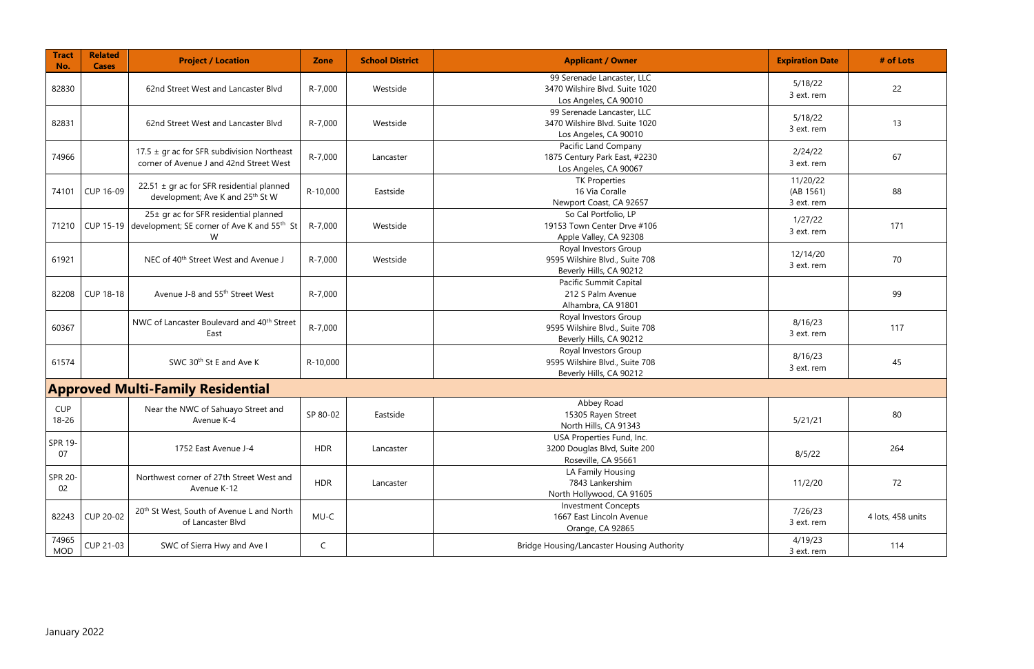| Tract No. | Related Cases | Project / Location | Zone | School District | Applicant / Owner | Expiration Date | # of Lots |
|---|---|---|---|---|---|---|---|
| 82830 | | 62nd Street West and Lancaster Blvd | R-7,000 | Westside | 99 Serenade Lancaster, LLC<br>3470 Wilshire Blvd. Suite 1020<br>Los Angeles, CA 90010 | 5/18/22<br>3 ext. rem | 22 |
| 82831 | | 62nd Street West and Lancaster Blvd | R-7,000 | Westside | 99 Serenade Lancaster, LLC<br>3470 Wilshire Blvd. Suite 1020<br>Los Angeles, CA 90010 | 5/18/22<br>3 ext. rem | 13 |
| 74966 | | 17.5 ± gr ac for SFR subdivision Northeast corner of Avenue J and 42nd Street West | R-7,000 | Lancaster | Pacific Land Company<br>1875 Century Park East, #2230<br>Los Angeles, CA 90067 | 2/24/22<br>3 ext. rem | 67 |
| 74101 | CUP 16-09 | 22.51 ± gr ac for SFR residential planned development; Ave K and 25th St W | R-10,000 | Eastside | TK Properties<br>16 Via Coralle<br>Newport Coast, CA 92657 | 11/20/22<br>(AB 1561)<br>3 ext. rem | 88 |
| 71210 | CUP 15-19 | 25± gr ac for SFR residential planned development; SE corner of Ave K and 55th St W | R-7,000 | Westside | So Cal Portfolio, LP<br>19153 Town Center Drve #106<br>Apple Valley, CA 92308 | 1/27/22<br>3 ext. rem | 171 |
| 61921 | | NEC of 40th Street West and Avenue J | R-7,000 | Westside | Royal Investors Group<br>9595 Wilshire Blvd., Suite 708<br>Beverly Hills, CA 90212 | 12/14/20<br>3 ext. rem | 70 |
| 82208 | CUP 18-18 | Avenue J-8 and 55th Street West | R-7,000 | | Pacific Summit Capital<br>212 S Palm Avenue<br>Alhambra, CA 91801 | | 99 |
| 60367 | | NWC of Lancaster Boulevard and 40th Street East | R-7,000 | | Royal Investors Group<br>9595 Wilshire Blvd., Suite 708<br>Beverly Hills, CA 90212 | 8/16/23<br>3 ext. rem | 117 |
| 61574 | | SWC 30th St E and Ave K | R-10,000 | | Royal Investors Group<br>9595 Wilshire Blvd., Suite 708<br>Beverly Hills, CA 90212 | 8/16/23<br>3 ext. rem | 45 |
| **Approved Multi-Family Residential** | | | | | | | |
| CUP 18-26 | | Near the NWC of Sahuayo Street and Avenue K-4 | SP 80-02 | Eastside | Abbey Road<br>15305 Rayen Street<br>North Hills, CA 91343 | 5/21/21 | 80 |
| SPR 19-07 | | 1752 East Avenue J-4 | HDR | Lancaster | USA Properties Fund, Inc.<br>3200 Douglas Blvd, Suite 200<br>Roseville, CA 95661 | 8/5/22 | 264 |
| SPR 20-02 | | Northwest corner of 27th Street West and Avenue K-12 | HDR | Lancaster | LA Family Housing<br>7843 Lankershim<br>North Hollywood, CA 91605 | 11/2/20 | 72 |
| 82243 | CUP 20-02 | 20th St West, South of Avenue L and North of Lancaster Blvd | MU-C | | Investment Concepts<br>1667 East Lincoln Avenue<br>Orange, CA 92865 | 7/26/23<br>3 ext. rem | 4 lots, 458 units |
| 74965 MOD | CUP 21-03 | SWC of Sierra Hwy and Ave I | C | | Bridge Housing/Lancaster Housing Authority | 4/19/23<br>3 ext. rem | 114 |

January 2022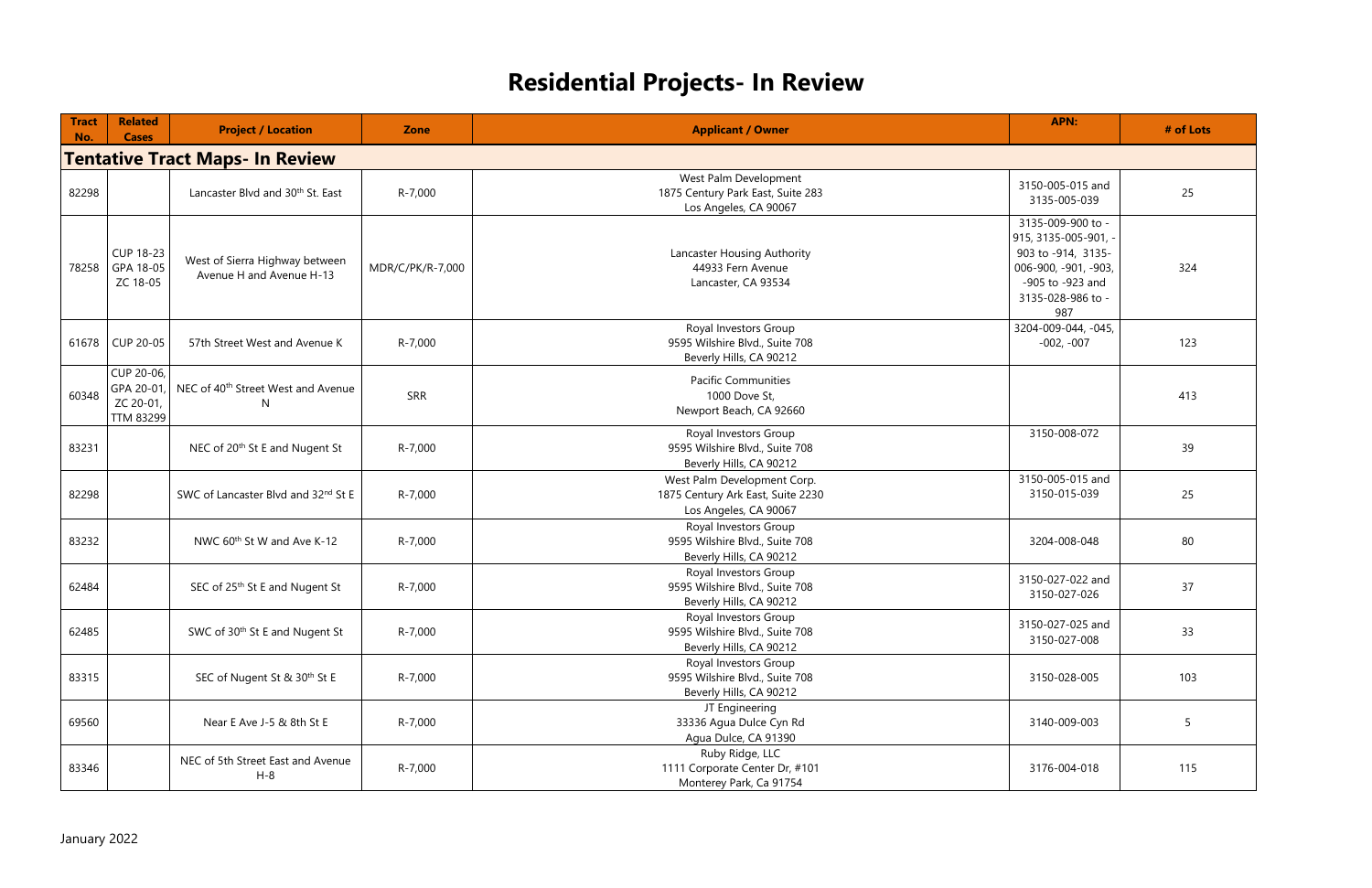# Residential Projects- In Review

| Tract No. | Related Cases | Project / Location | Zone | Applicant / Owner | APN: | # of Lots |
|---|---|---|---|---|---|---|
| **Tentative Tract Maps- In Review** | | | | | | |
| 82298 | | Lancaster Blvd and 30th St. East | R-7,000 | West Palm Development<br>1875 Century Park East, Suite 283<br>Los Angeles, CA 90067 | 3150-005-015 and 3135-005-039 | 25 |
| 78258 | CUP 18-23<br>GPA 18-05<br>ZC 18-05 | West of Sierra Highway between Avenue H and Avenue H-13 | MDR/C/PK/R-7,000 | Lancaster Housing Authority<br>44933 Fern Avenue<br>Lancaster, CA 93534 | 3135-009-900 to -915, 3135-005-901, -903 to -914, 3135-006-900, -901, -903, -905 to -923 and 3135-028-986 to -987 | 324 |
| 61678 | CUP 20-05 | 57th Street West and Avenue K | R-7,000 | Royal Investors Group<br>9595 Wilshire Blvd., Suite 708<br>Beverly Hills, CA 90212 | 3204-009-044, -045, -002, -007 | 123 |
| 60348 | CUP 20-06, GPA 20-01, ZC 20-01, TTM 83299 | NEC of 40th Street West and Avenue N | SRR | Pacific Communities<br>1000 Dove St,<br>Newport Beach, CA 92660 | | 413 |
| 83231 | | NEC of 20th St E and Nugent St | R-7,000 | Royal Investors Group<br>9595 Wilshire Blvd., Suite 708<br>Beverly Hills, CA 90212 | 3150-008-072 | 39 |
| 82298 | | SWC of Lancaster Blvd and 32nd St E | R-7,000 | West Palm Development Corp.<br>1875 Century Ark East, Suite 2230<br>Los Angeles, CA 90067 | 3150-005-015 and 3150-015-039 | 25 |
| 83232 | | NWC 60th St W and Ave K-12 | R-7,000 | Royal Investors Group<br>9595 Wilshire Blvd., Suite 708<br>Beverly Hills, CA 90212 | 3204-008-048 | 80 |
| 62484 | | SEC of 25th St E and Nugent St | R-7,000 | Royal Investors Group<br>9595 Wilshire Blvd., Suite 708<br>Beverly Hills, CA 90212 | 3150-027-022 and 3150-027-026 | 37 |
| 62485 | | SWC of 30th St E and Nugent St | R-7,000 | Royal Investors Group<br>9595 Wilshire Blvd., Suite 708<br>Beverly Hills, CA 90212 | 3150-027-025 and 3150-027-008 | 33 |
| 83315 | | SEC of Nugent St & 30th St E | R-7,000 | Royal Investors Group<br>9595 Wilshire Blvd., Suite 708<br>Beverly Hills, CA 90212 | 3150-028-005 | 103 |
| 69560 | | Near E Ave J-5 & 8th St E | R-7,000 | JT Engineering<br>33336 Agua Dulce Cyn Rd<br>Agua Dulce, CA 91390 | 3140-009-003 | 5 |
| 83346 | | NEC of 5th Street East and Avenue H-8 | R-7,000 | Ruby Ridge, LLC<br>1111 Corporate Center Dr, #101<br>Monterey Park, Ca 91754 | 3176-004-018 | 115 |

January 2022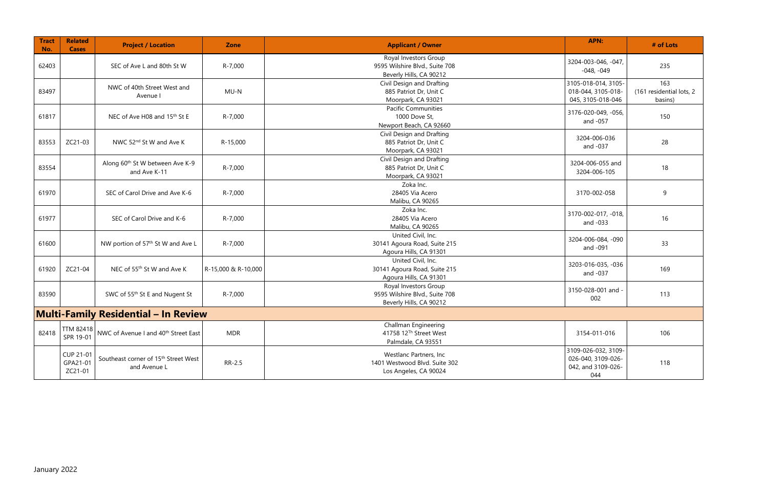| Tract No. | Related Cases | Project / Location | Zone | Applicant / Owner | APN: | # of Lots |
|---|---|---|---|---|---|---|
| 62403 | | SEC of Ave L and 80th St W | R-7,000 | Royal Investors Group<br>9595 Wilshire Blvd., Suite 708<br>Beverly Hills, CA 90212 | 3204-003-046, -047, -048, -049 | 235 |
| 83497 | | NWC of 40th Street West and Avenue I | MU-N | Civil Design and Drafting<br>885 Patriot Dr, Unit C<br>Moorpark, CA 93021 | 3105-018-014, 3105-018-044, 3105-018-045, 3105-018-046 | 163<br>(161 residential lots, 2 basins) |
| 61817 | | NEC of Ave H08 and 15th St E | R-7,000 | Pacific Communities<br>1000 Dove St,<br>Newport Beach, CA 92660 | 3176-020-049, -056, and -057 | 150 |
| 83553 | ZC21-03 | NWC 52nd St W and Ave K | R-15,000 | Civil Design and Drafting<br>885 Patriot Dr, Unit C<br>Moorpark, CA 93021 | 3204-006-036 and -037 | 28 |
| 83554 | | Along 60th St W between Ave K-9 and Ave K-11 | R-7,000 | Civil Design and Drafting<br>885 Patriot Dr, Unit C<br>Moorpark, CA 93021 | 3204-006-055 and 3204-006-105 | 18 |
| 61970 | | SEC of Carol Drive and Ave K-6 | R-7,000 | Zoka Inc.<br>28405 Via Acero<br>Malibu, CA 90265 | 3170-002-058 | 9 |
| 61977 | | SEC of Carol Drive and K-6 | R-7,000 | Zoka Inc.<br>28405 Via Acero<br>Malibu, CA 90265 | 3170-002-017, -018, and -033 | 16 |
| 61600 | | NW portion of 57th St W and Ave L | R-7,000 | United Civil, Inc.<br>30141 Agoura Road, Suite 215<br>Agoura Hills, CA 91301 | 3204-006-084, -090 and -091 | 33 |
| 61920 | ZC21-04 | NEC of 55th St W and Ave K | R-15,000 & R-10,000 | United Civil, Inc.<br>30141 Agoura Road, Suite 215<br>Agoura Hills, CA 91301 | 3203-016-035, -036 and -037 | 169 |
| 83590 | | SWC of 55th St E and Nugent St | R-7,000 | Royal Investors Group<br>9595 Wilshire Blvd., Suite 708<br>Beverly Hills, CA 90212 | 3150-028-001 and -002 | 113 |
| **Multi-Family Residential – In Review** | | | | | | |
| 82418 | TTM 82418<br>SPR 19-01 | NWC of Avenue I and 40th Street East | MDR | Challman Engineering<br>41758 12Th Street West<br>Palmdale, CA 93551 | 3154-011-016 | 106 |
| | CUP 21-01<br>GPA21-01<br>ZC21-01 | Southeast corner of 15th Street West and Avenue L | RR-2.5 | Westlanc Partners, Inc<br>1401 Westwood Blvd. Suite 302<br>Los Angeles, CA 90024 | 3109-026-032, 3109-026-040, 3109-026-042, and 3109-026-044 | 118 |

January 2022